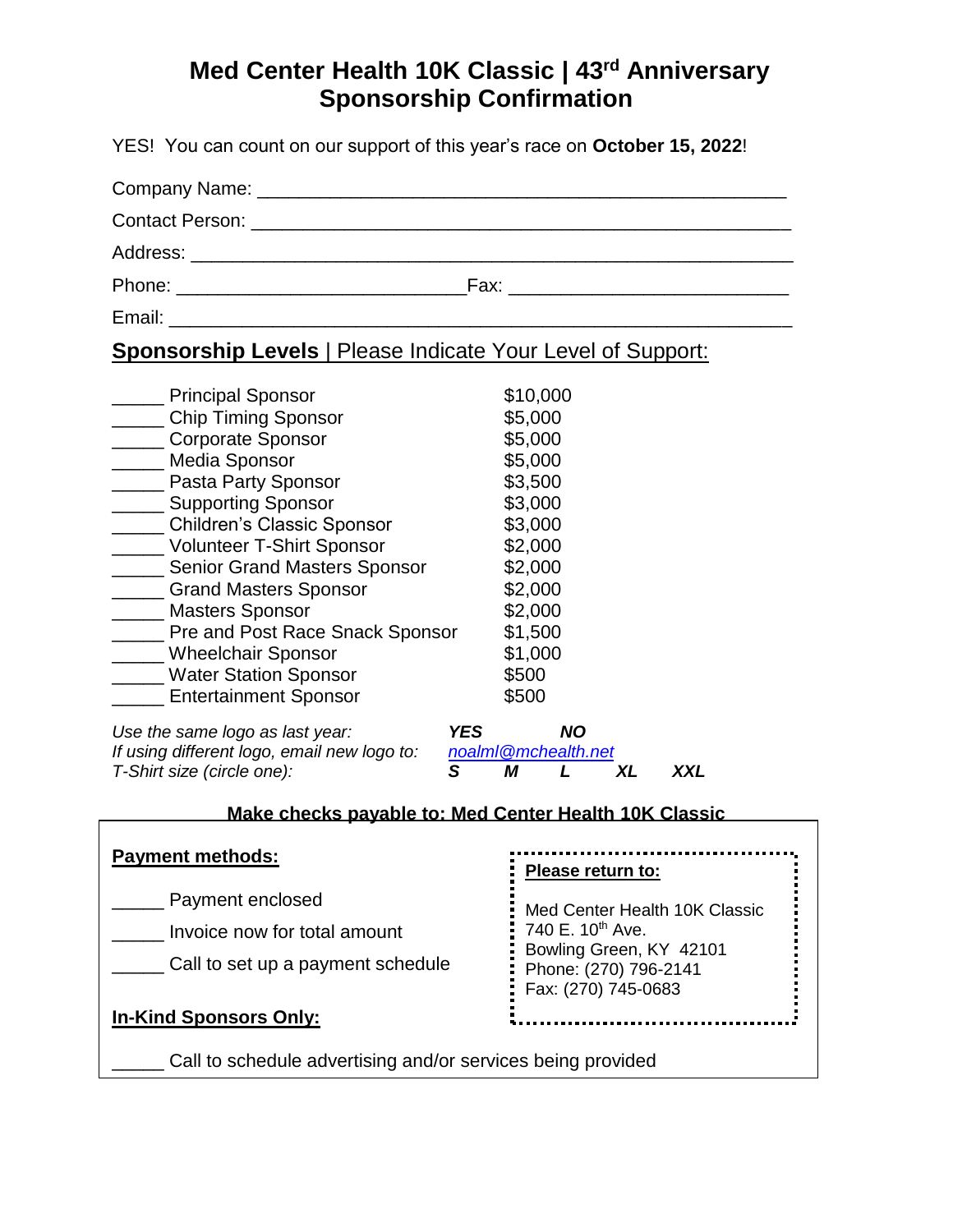# Med Center Health 10K Classic | 43rd Anniversary
# Sponsorship Confirmation

YES! You can count on our support of this year's race on **October 15, 2022**!

Company Name: ___________________________________________________

Contact Person: __________________________________________________

Address: ________________________________________________________

Phone: ___________________________ Fax: ___________________________

Email: __________________________________________________________

## Sponsorship Levels | Please Indicate Your Level of Support:

| | Sponsorship Level | Amount |
|---|---|---|
| _____ | Principal Sponsor | $10,000 |
| _____ | Chip Timing Sponsor | $5,000 |
| _____ | Corporate Sponsor | $5,000 |
| _____ | Media Sponsor | $5,000 |
| _____ | Pasta Party Sponsor | $3,500 |
| _____ | Supporting Sponsor | $3,000 |
| _____ | Children's Classic Sponsor | $3,000 |
| _____ | Volunteer T-Shirt Sponsor | $2,000 |
| _____ | Senior Grand Masters Sponsor | $2,000 |
| _____ | Grand Masters Sponsor | $2,000 |
| _____ | Masters Sponsor | $2,000 |
| _____ | Pre and Post Race Snack Sponsor | $1,500 |
| _____ | Wheelchair Sponsor | $1,000 |
| _____ | Water Station Sponsor | $500 |
| _____ | Entertainment Sponsor | $500 |

*Use the same logo as last year:* ***YES*** ***NO***

*If using different logo, email new logo to:* *noalml@mchealth.net*

*T-Shirt size (circle one):* ***S*** ***M*** ***L*** ***XL*** ***XXL***

**Make checks payable to: Med Center Health 10K Classic**

**Payment methods:**

_____ Payment enclosed

_____ Invoice now for total amount

_____ Call to set up a payment schedule

**In-Kind Sponsors Only:**

_____ Call to schedule advertising and/or services being provided

**Please return to:**

Med Center Health 10K Classic
740 E. 10th Ave.
Bowling Green, KY 42101
Phone: (270) 796-2141
Fax: (270) 745-0683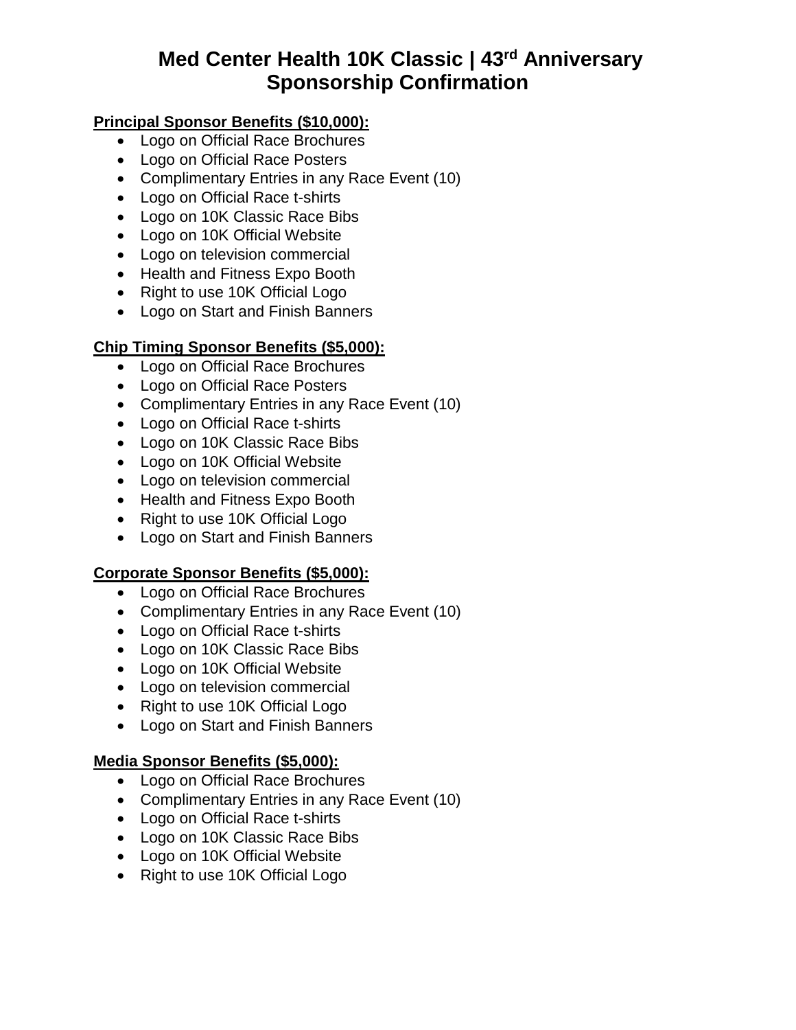# Med Center Health 10K Classic | 43rd Anniversary Sponsorship Confirmation

**Principal Sponsor Benefits ($10,000):**

- Logo on Official Race Brochures
- Logo on Official Race Posters
- Complimentary Entries in any Race Event (10)
- Logo on Official Race t-shirts
- Logo on 10K Classic Race Bibs
- Logo on 10K Official Website
- Logo on television commercial
- Health and Fitness Expo Booth
- Right to use 10K Official Logo
- Logo on Start and Finish Banners

**Chip Timing Sponsor Benefits ($5,000):**

- Logo on Official Race Brochures
- Logo on Official Race Posters
- Complimentary Entries in any Race Event (10)
- Logo on Official Race t-shirts
- Logo on 10K Classic Race Bibs
- Logo on 10K Official Website
- Logo on television commercial
- Health and Fitness Expo Booth
- Right to use 10K Official Logo
- Logo on Start and Finish Banners

**Corporate Sponsor Benefits ($5,000):**

- Logo on Official Race Brochures
- Complimentary Entries in any Race Event (10)
- Logo on Official Race t-shirts
- Logo on 10K Classic Race Bibs
- Logo on 10K Official Website
- Logo on television commercial
- Right to use 10K Official Logo
- Logo on Start and Finish Banners

**Media Sponsor Benefits ($5,000):**

- Logo on Official Race Brochures
- Complimentary Entries in any Race Event (10)
- Logo on Official Race t-shirts
- Logo on 10K Classic Race Bibs
- Logo on 10K Official Website
- Right to use 10K Official Logo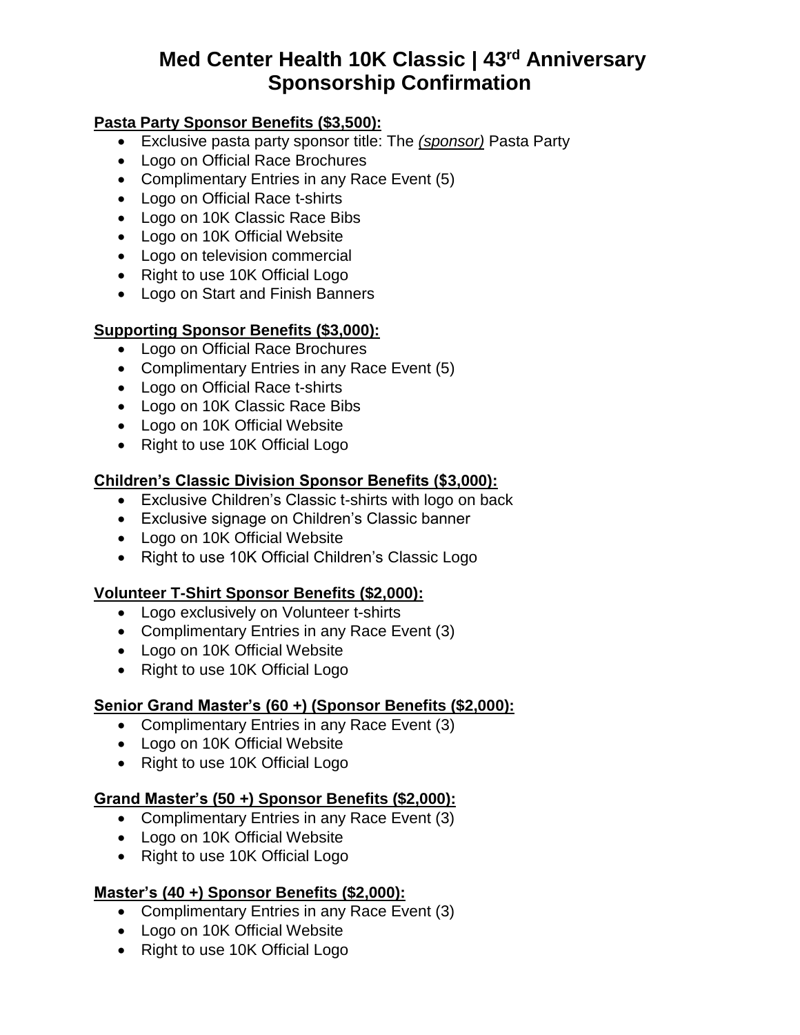# Med Center Health 10K Classic | 43rd Anniversary Sponsorship Confirmation

**Pasta Party Sponsor Benefits ($3,500):**

- Exclusive pasta party sponsor title: The *(sponsor)* Pasta Party
- Logo on Official Race Brochures
- Complimentary Entries in any Race Event (5)
- Logo on Official Race t-shirts
- Logo on 10K Classic Race Bibs
- Logo on 10K Official Website
- Logo on television commercial
- Right to use 10K Official Logo
- Logo on Start and Finish Banners

**Supporting Sponsor Benefits ($3,000):**

- Logo on Official Race Brochures
- Complimentary Entries in any Race Event (5)
- Logo on Official Race t-shirts
- Logo on 10K Classic Race Bibs
- Logo on 10K Official Website
- Right to use 10K Official Logo

**Children's Classic Division Sponsor Benefits ($3,000):**

- Exclusive Children's Classic t-shirts with logo on back
- Exclusive signage on Children's Classic banner
- Logo on 10K Official Website
- Right to use 10K Official Children's Classic Logo

**Volunteer T-Shirt Sponsor Benefits ($2,000):**

- Logo exclusively on Volunteer t-shirts
- Complimentary Entries in any Race Event (3)
- Logo on 10K Official Website
- Right to use 10K Official Logo

**Senior Grand Master's (60 +) (Sponsor Benefits ($2,000):**

- Complimentary Entries in any Race Event (3)
- Logo on 10K Official Website
- Right to use 10K Official Logo

**Grand Master's (50 +) Sponsor Benefits ($2,000):**

- Complimentary Entries in any Race Event (3)
- Logo on 10K Official Website
- Right to use 10K Official Logo

**Master's (40 +) Sponsor Benefits ($2,000):**

- Complimentary Entries in any Race Event (3)
- Logo on 10K Official Website
- Right to use 10K Official Logo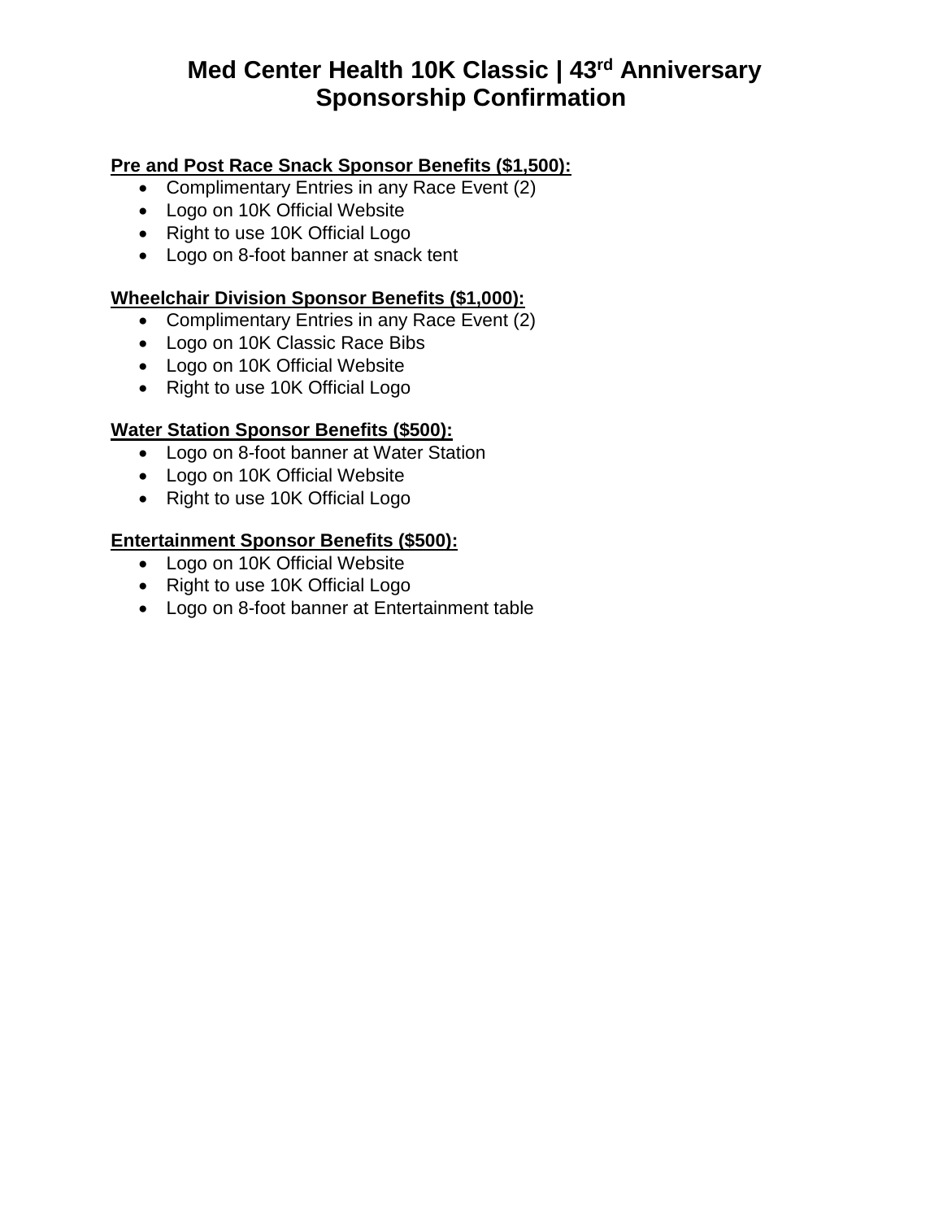# Med Center Health 10K Classic | 43rd Anniversary
# Sponsorship Confirmation

**Pre and Post Race Snack Sponsor Benefits ($1,500):**

- Complimentary Entries in any Race Event (2)
- Logo on 10K Official Website
- Right to use 10K Official Logo
- Logo on 8-foot banner at snack tent

**Wheelchair Division Sponsor Benefits ($1,000):**

- Complimentary Entries in any Race Event (2)
- Logo on 10K Classic Race Bibs
- Logo on 10K Official Website
- Right to use 10K Official Logo

**Water Station Sponsor Benefits ($500):**

- Logo on 8-foot banner at Water Station
- Logo on 10K Official Website
- Right to use 10K Official Logo

**Entertainment Sponsor Benefits ($500):**

- Logo on 10K Official Website
- Right to use 10K Official Logo
- Logo on 8-foot banner at Entertainment table